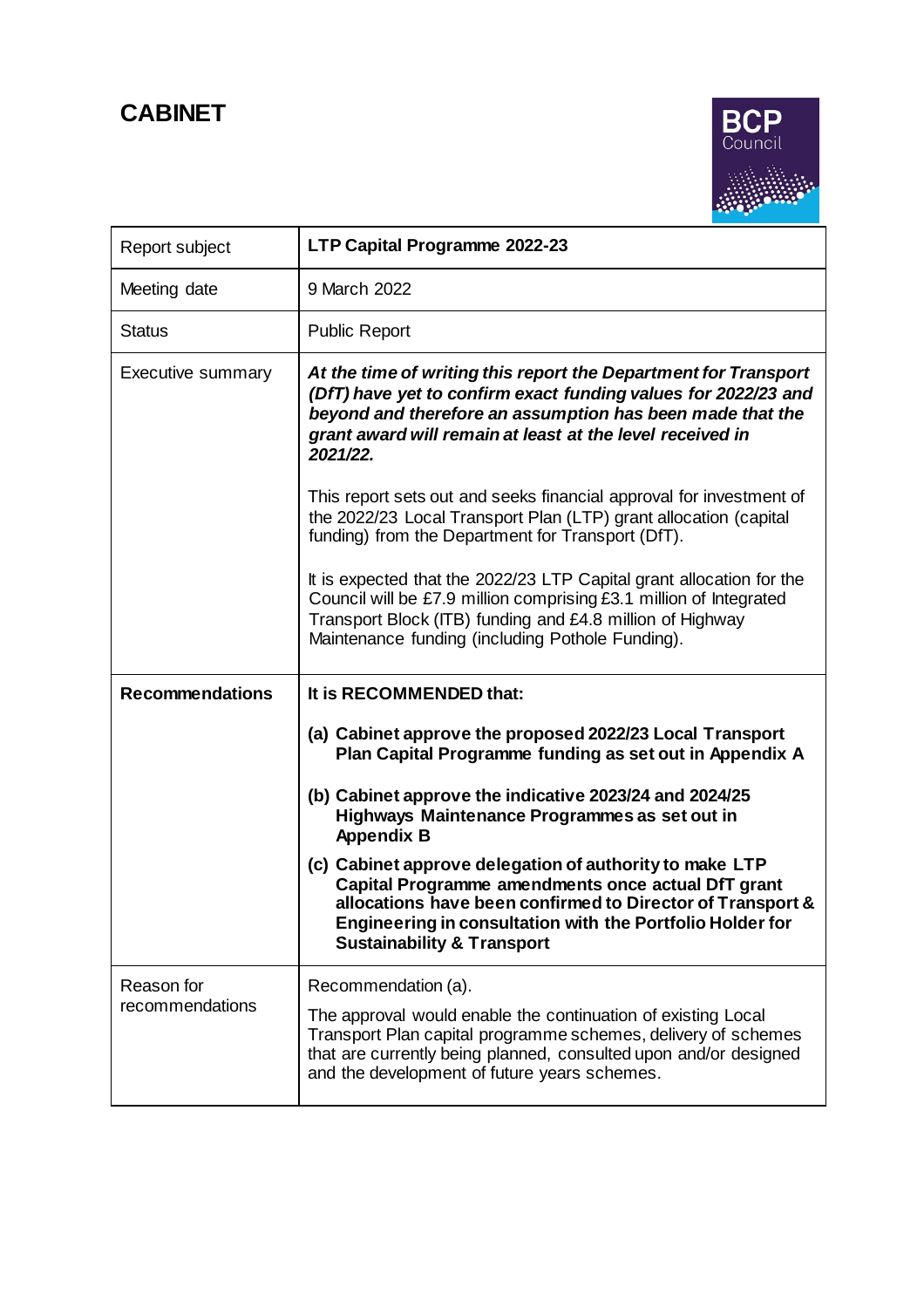# CABINET

| Report subject | **LTP Capital Programme 2022-23** |
|---|---|
| Meeting date | 9 March 2022 |
| Status | Public Report |
| Executive summary | ***At the time of writing this report the Department for Transport (DfT) have yet to confirm exact funding values for 2022/23 and beyond and therefore an assumption has been made that the grant award will remain at least at the level received in 2021/22.*** <br><br> This report sets out and seeks financial approval for investment of the 2022/23 Local Transport Plan (LTP) grant allocation (capital funding) from the Department for Transport (DfT). <br><br> It is expected that the 2022/23 LTP Capital grant allocation for the Council will be £7.9 million comprising £3.1 million of Integrated Transport Block (ITB) funding and £4.8 million of Highway Maintenance funding (including Pothole Funding). |
| **Recommendations** | **It is RECOMMENDED that:** <br><br> **(a) Cabinet approve the proposed 2022/23 Local Transport Plan Capital Programme funding as set out in Appendix A** <br><br> **(b) Cabinet approve the indicative 2023/24 and 2024/25 Highways Maintenance Programmes as set out in Appendix B** <br><br> **(c) Cabinet approve delegation of authority to make LTP Capital Programme amendments once actual DfT grant allocations have been confirmed to Director of Transport & Engineering in consultation with the Portfolio Holder for Sustainability & Transport** |
| Reason for recommendations | Recommendation (a). <br><br> The approval would enable the continuation of existing Local Transport Plan capital programme schemes, delivery of schemes that are currently being planned, consulted upon and/or designed and the development of future years schemes. |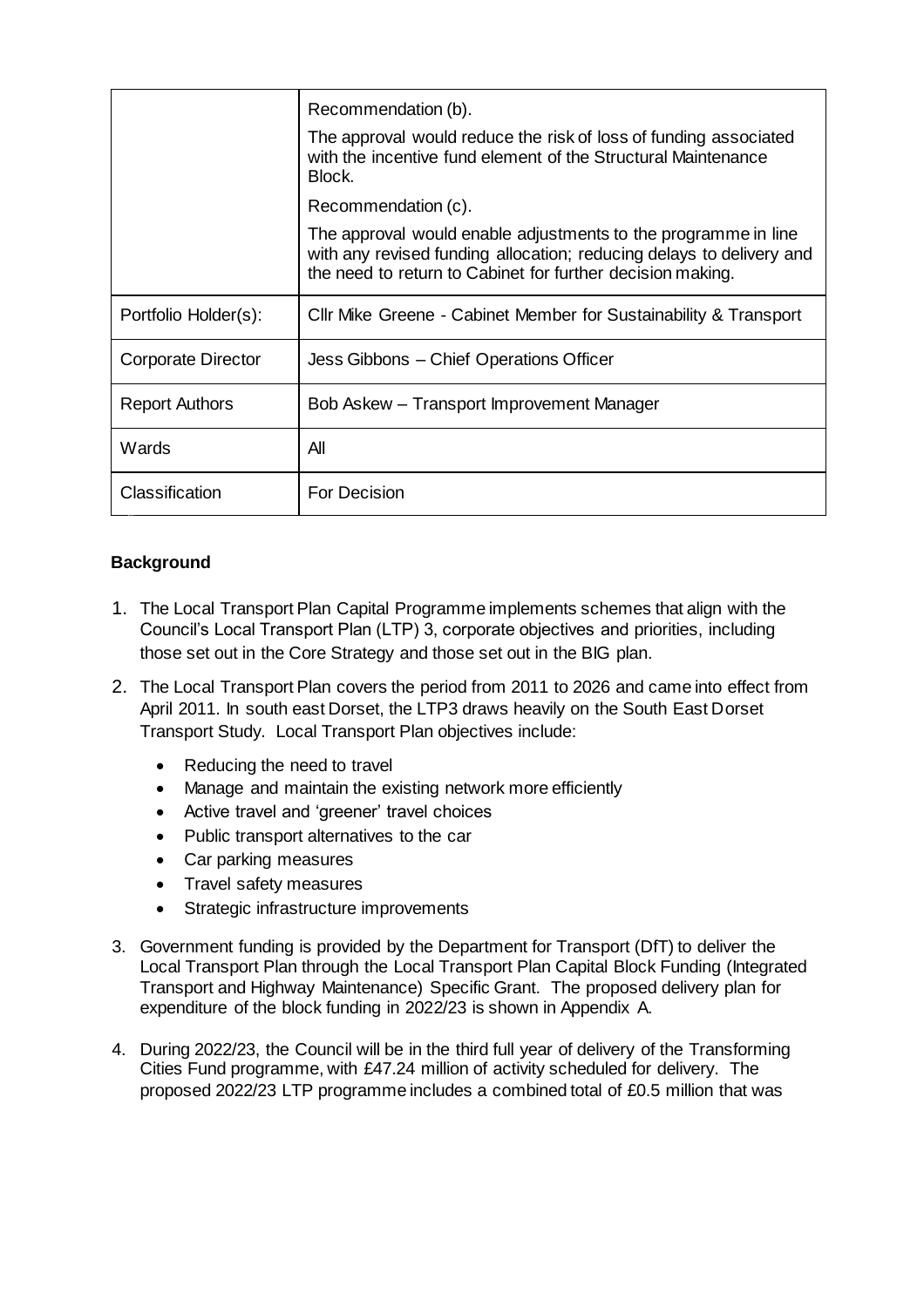| | |
|---|---|
| | Recommendation (b).<br><br>The approval would reduce the risk of loss of funding associated with the incentive fund element of the Structural Maintenance Block.<br><br>Recommendation (c).<br><br>The approval would enable adjustments to the programme in line with any revised funding allocation; reducing delays to delivery and the need to return to Cabinet for further decision making. |
| Portfolio Holder(s): | Cllr Mike Greene - Cabinet Member for Sustainability & Transport |
| Corporate Director | Jess Gibbons – Chief Operations Officer |
| Report Authors | Bob Askew – Transport Improvement Manager |
| Wards | All |
| Classification | For Decision |

## Background

1. The Local Transport Plan Capital Programme implements schemes that align with the Council's Local Transport Plan (LTP) 3, corporate objectives and priorities, including those set out in the Core Strategy and those set out in the BIG plan.

2. The Local Transport Plan covers the period from 2011 to 2026 and came into effect from April 2011. In south east Dorset, the LTP3 draws heavily on the South East Dorset Transport Study. Local Transport Plan objectives include:

   - Reducing the need to travel
   - Manage and maintain the existing network more efficiently
   - Active travel and 'greener' travel choices
   - Public transport alternatives to the car
   - Car parking measures
   - Travel safety measures
   - Strategic infrastructure improvements

3. Government funding is provided by the Department for Transport (DfT) to deliver the Local Transport Plan through the Local Transport Plan Capital Block Funding (Integrated Transport and Highway Maintenance) Specific Grant. The proposed delivery plan for expenditure of the block funding in 2022/23 is shown in Appendix A.

4. During 2022/23, the Council will be in the third full year of delivery of the Transforming Cities Fund programme, with £47.24 million of activity scheduled for delivery. The proposed 2022/23 LTP programme includes a combined total of £0.5 million that was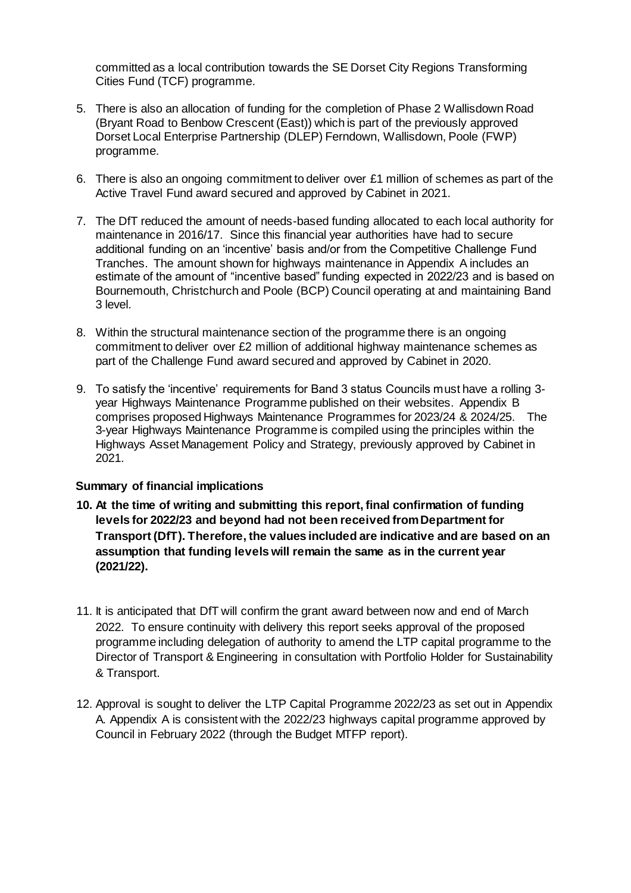committed as a local contribution towards the SE Dorset City Regions Transforming Cities Fund (TCF) programme.

5. There is also an allocation of funding for the completion of Phase 2 Wallisdown Road (Bryant Road to Benbow Crescent (East)) which is part of the previously approved Dorset Local Enterprise Partnership (DLEP) Ferndown, Wallisdown, Poole (FWP) programme.

6. There is also an ongoing commitment to deliver over £1 million of schemes as part of the Active Travel Fund award secured and approved by Cabinet in 2021.

7. The DfT reduced the amount of needs-based funding allocated to each local authority for maintenance in 2016/17. Since this financial year authorities have had to secure additional funding on an 'incentive' basis and/or from the Competitive Challenge Fund Tranches. The amount shown for highways maintenance in Appendix A includes an estimate of the amount of "incentive based" funding expected in 2022/23 and is based on Bournemouth, Christchurch and Poole (BCP) Council operating at and maintaining Band 3 level.

8. Within the structural maintenance section of the programme there is an ongoing commitment to deliver over £2 million of additional highway maintenance schemes as part of the Challenge Fund award secured and approved by Cabinet in 2020.

9. To satisfy the 'incentive' requirements for Band 3 status Councils must have a rolling 3-year Highways Maintenance Programme published on their websites. Appendix B comprises proposed Highways Maintenance Programmes for 2023/24 & 2024/25. The 3-year Highways Maintenance Programme is compiled using the principles within the Highways Asset Management Policy and Strategy, previously approved by Cabinet in 2021.

**Summary of financial implications**

10. **At the time of writing and submitting this report, final confirmation of funding levels for 2022/23 and beyond had not been received from Department for Transport (DfT). Therefore, the values included are indicative and are based on an assumption that funding levels will remain the same as in the current year (2021/22).**

11. It is anticipated that DfT will confirm the grant award between now and end of March 2022. To ensure continuity with delivery this report seeks approval of the proposed programme including delegation of authority to amend the LTP capital programme to the Director of Transport & Engineering in consultation with Portfolio Holder for Sustainability & Transport.

12. Approval is sought to deliver the LTP Capital Programme 2022/23 as set out in Appendix A. Appendix A is consistent with the 2022/23 highways capital programme approved by Council in February 2022 (through the Budget MTFP report).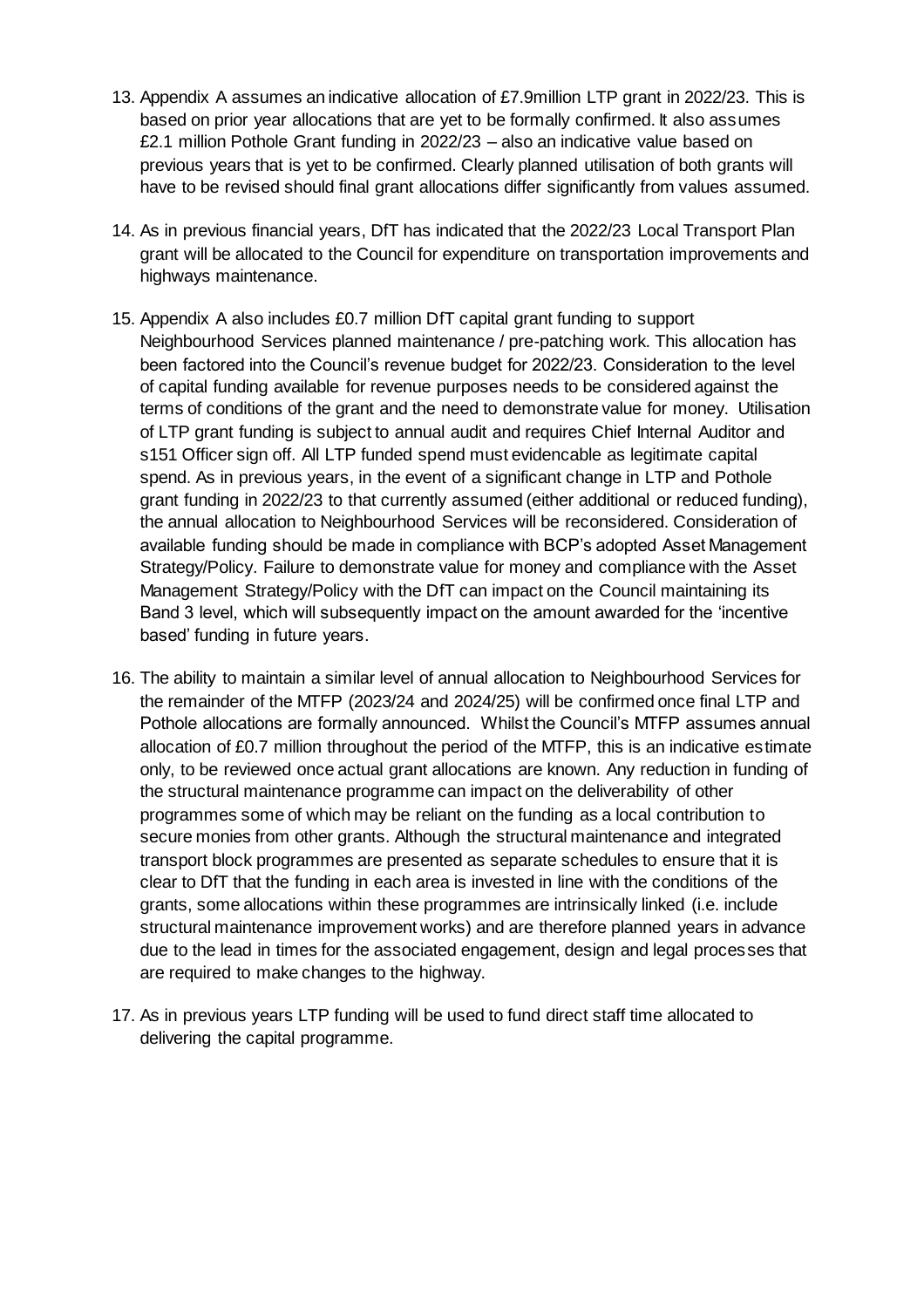13. Appendix A assumes an indicative allocation of £7.9million LTP grant in 2022/23. This is based on prior year allocations that are yet to be formally confirmed. It also assumes £2.1 million Pothole Grant funding in 2022/23 – also an indicative value based on previous years that is yet to be confirmed. Clearly planned utilisation of both grants will have to be revised should final grant allocations differ significantly from values assumed.

14. As in previous financial years, DfT has indicated that the 2022/23 Local Transport Plan grant will be allocated to the Council for expenditure on transportation improvements and highways maintenance.

15. Appendix A also includes £0.7 million DfT capital grant funding to support Neighbourhood Services planned maintenance / pre-patching work. This allocation has been factored into the Council's revenue budget for 2022/23. Consideration to the level of capital funding available for revenue purposes needs to be considered against the terms of conditions of the grant and the need to demonstrate value for money. Utilisation of LTP grant funding is subject to annual audit and requires Chief Internal Auditor and s151 Officer sign off. All LTP funded spend must evidencable as legitimate capital spend. As in previous years, in the event of a significant change in LTP and Pothole grant funding in 2022/23 to that currently assumed (either additional or reduced funding), the annual allocation to Neighbourhood Services will be reconsidered. Consideration of available funding should be made in compliance with BCP's adopted Asset Management Strategy/Policy. Failure to demonstrate value for money and compliance with the Asset Management Strategy/Policy with the DfT can impact on the Council maintaining its Band 3 level, which will subsequently impact on the amount awarded for the 'incentive based' funding in future years.

16. The ability to maintain a similar level of annual allocation to Neighbourhood Services for the remainder of the MTFP (2023/24 and 2024/25) will be confirmed once final LTP and Pothole allocations are formally announced. Whilst the Council's MTFP assumes annual allocation of £0.7 million throughout the period of the MTFP, this is an indicative estimate only, to be reviewed once actual grant allocations are known. Any reduction in funding of the structural maintenance programme can impact on the deliverability of other programmes some of which may be reliant on the funding as a local contribution to secure monies from other grants. Although the structural maintenance and integrated transport block programmes are presented as separate schedules to ensure that it is clear to DfT that the funding in each area is invested in line with the conditions of the grants, some allocations within these programmes are intrinsically linked (i.e. include structural maintenance improvement works) and are therefore planned years in advance due to the lead in times for the associated engagement, design and legal processes that are required to make changes to the highway.

17. As in previous years LTP funding will be used to fund direct staff time allocated to delivering the capital programme.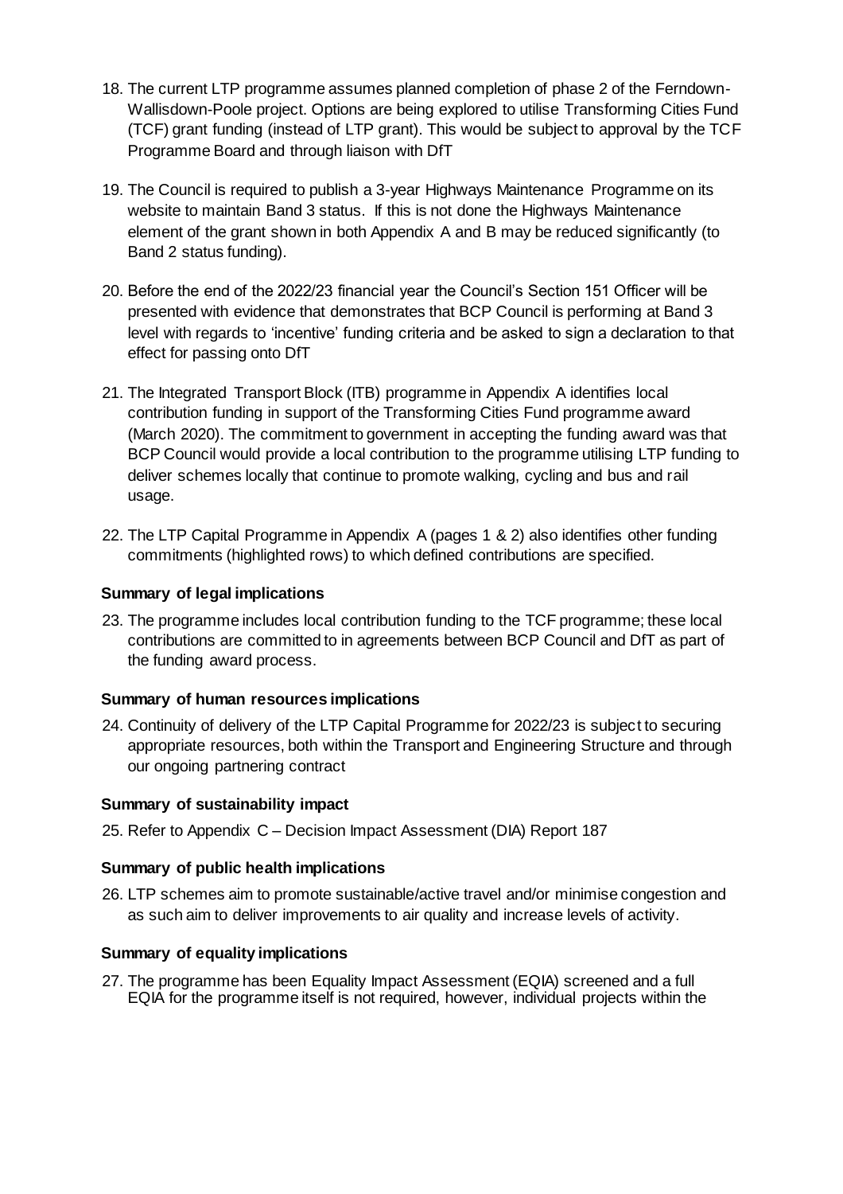18. The current LTP programme assumes planned completion of phase 2 of the Ferndown-Wallisdown-Poole project. Options are being explored to utilise Transforming Cities Fund (TCF) grant funding (instead of LTP grant). This would be subject to approval by the TCF Programme Board and through liaison with DfT

19. The Council is required to publish a 3-year Highways Maintenance Programme on its website to maintain Band 3 status. If this is not done the Highways Maintenance element of the grant shown in both Appendix A and B may be reduced significantly (to Band 2 status funding).

20. Before the end of the 2022/23 financial year the Council's Section 151 Officer will be presented with evidence that demonstrates that BCP Council is performing at Band 3 level with regards to 'incentive' funding criteria and be asked to sign a declaration to that effect for passing onto DfT

21. The Integrated Transport Block (ITB) programme in Appendix A identifies local contribution funding in support of the Transforming Cities Fund programme award (March 2020). The commitment to government in accepting the funding award was that BCP Council would provide a local contribution to the programme utilising LTP funding to deliver schemes locally that continue to promote walking, cycling and bus and rail usage.

22. The LTP Capital Programme in Appendix A (pages 1 & 2) also identifies other funding commitments (highlighted rows) to which defined contributions are specified.

**Summary of legal implications**

23. The programme includes local contribution funding to the TCF programme; these local contributions are committed to in agreements between BCP Council and DfT as part of the funding award process.

**Summary of human resources implications**

24. Continuity of delivery of the LTP Capital Programme for 2022/23 is subject to securing appropriate resources, both within the Transport and Engineering Structure and through our ongoing partnering contract

**Summary of sustainability impact**

25. Refer to Appendix C – Decision Impact Assessment (DIA) Report 187

**Summary of public health implications**

26. LTP schemes aim to promote sustainable/active travel and/or minimise congestion and as such aim to deliver improvements to air quality and increase levels of activity.

**Summary of equality implications**

27. The programme has been Equality Impact Assessment (EQIA) screened and a full EQIA for the programme itself is not required, however, individual projects within the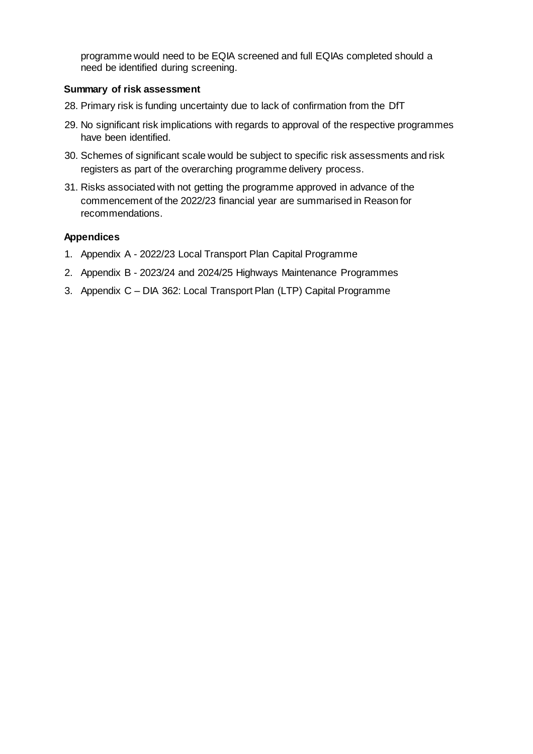programme would need to be EQIA screened and full EQIAs completed should a need be identified during screening.

**Summary of risk assessment**

28. Primary risk is funding uncertainty due to lack of confirmation from the DfT
29. No significant risk implications with regards to approval of the respective programmes have been identified.
30. Schemes of significant scale would be subject to specific risk assessments and risk registers as part of the overarching programme delivery process.
31. Risks associated with not getting the programme approved in advance of the commencement of the 2022/23 financial year are summarised in Reason for recommendations.

**Appendices**

1. Appendix A - 2022/23 Local Transport Plan Capital Programme
2. Appendix B - 2023/24 and 2024/25 Highways Maintenance Programmes
3. Appendix C – DIA 362: Local Transport Plan (LTP) Capital Programme